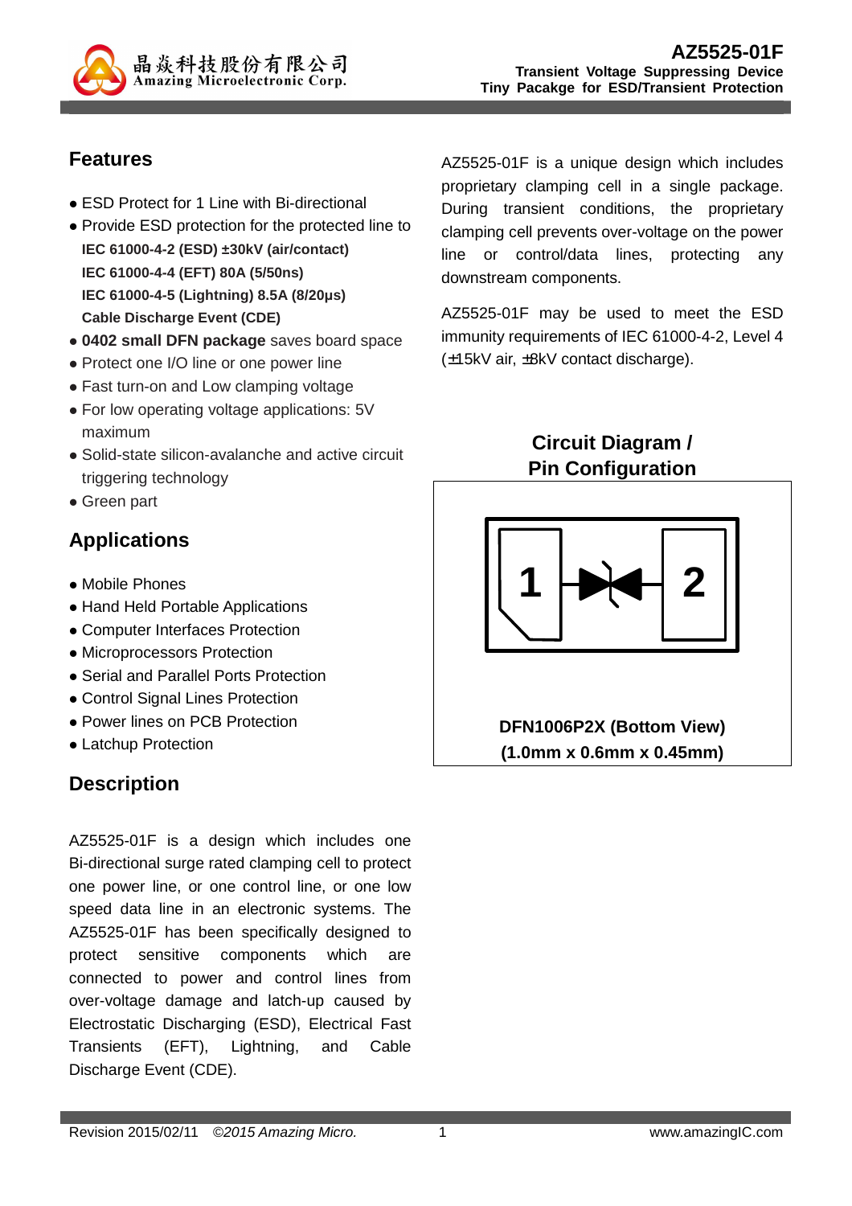# AZ5525-01F

**Transient Voltage Suppressing Device**
**Tiny Pacakge for ESD/Transient Protection**

## Features

- ESD Protect for 1 Line with Bi-directional
- Provide ESD protection for the protected line to
  **IEC 61000-4-2 (ESD) ±30kV (air/contact)**
  **IEC 61000-4-4 (EFT) 80A (5/50ns)**
  **IEC 61000-4-5 (Lightning) 8.5A (8/20μs)**
  **Cable Discharge Event (CDE)**
- **0402 small DFN package** saves board space
- Protect one I/O line or one power line
- Fast turn-on and Low clamping voltage
- For low operating voltage applications: 5V maximum
- Solid-state silicon-avalanche and active circuit triggering technology
- Green part

## Applications

- Mobile Phones
- Hand Held Portable Applications
- Computer Interfaces Protection
- Microprocessors Protection
- Serial and Parallel Ports Protection
- Control Signal Lines Protection
- Power lines on PCB Protection
- Latchup Protection

## Description

AZ5525-01F is a design which includes one Bi-directional surge rated clamping cell to protect one power line, or one control line, or one low speed data line in an electronic systems. The AZ5525-01F has been specifically designed to protect sensitive components which are connected to power and control lines from over-voltage damage and latch-up caused by Electrostatic Discharging (ESD), Electrical Fast Transients (EFT), Lightning, and Cable Discharge Event (CDE).

AZ5525-01F is a unique design which includes proprietary clamping cell in a single package. During transient conditions, the proprietary clamping cell prevents over-voltage on the power line or control/data lines, protecting any downstream components.

AZ5525-01F may be used to meet the ESD immunity requirements of IEC 61000-4-2, Level 4 (±15kV air, ±8kV contact discharge).

## Circuit Diagram / Pin Configuration

1

2

**DFN1006P2X (Bottom View)**
**(1.0mm x 0.6mm x 0.45mm)**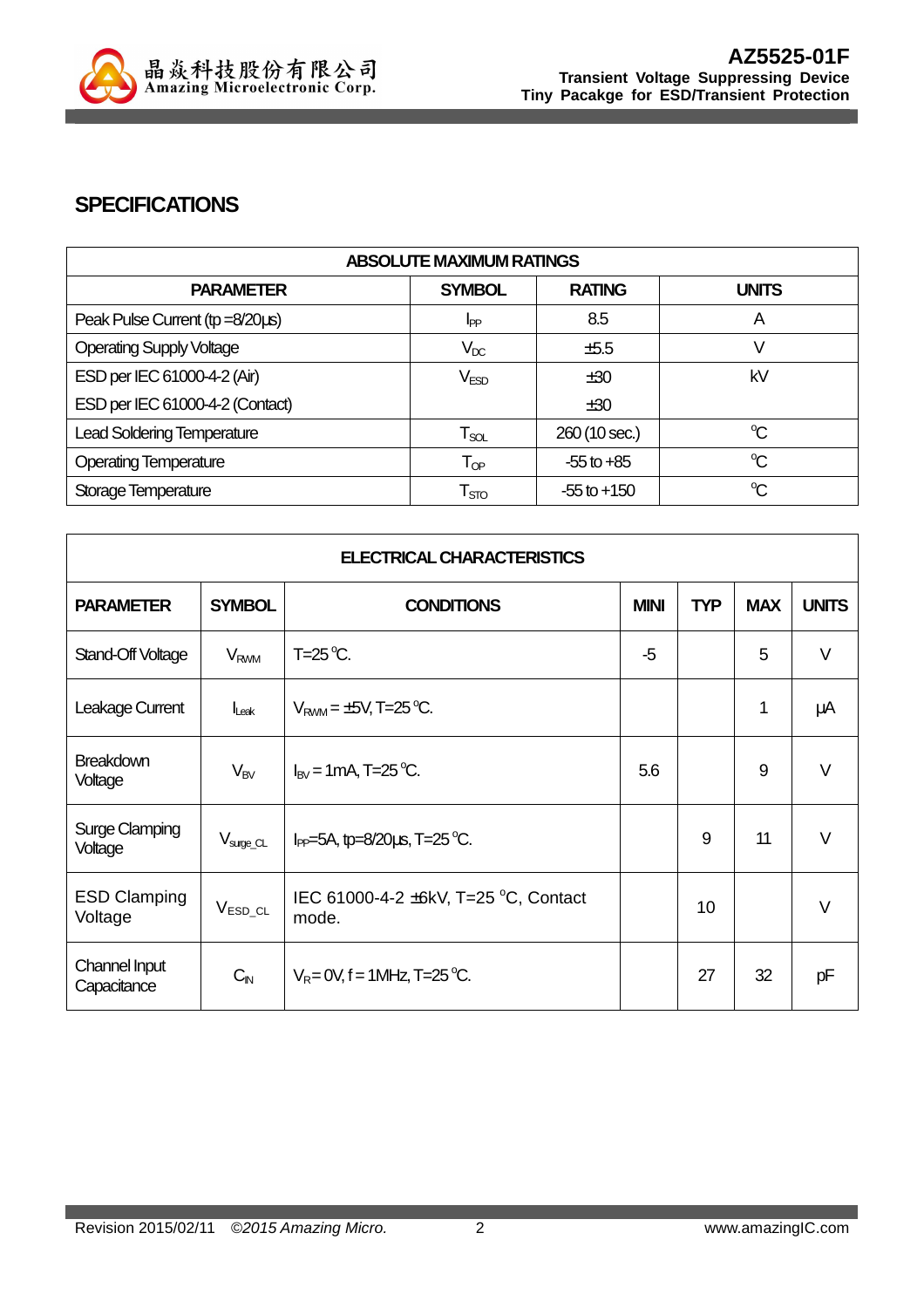## SPECIFICATIONS

| ABSOLUTE MAXIMUM RATINGS | | | |
|---|---|---|---|
| **PARAMETER** | **SYMBOL** | **RATING** | **UNITS** |
| Peak Pulse Current (tp =8/20µs) | $I_{PP}$ | 8.5 | A |
| Operating Supply Voltage | $V_{DC}$ | ±5.5 | V |
| ESD per IEC 61000-4-2 (Air) | $V_{ESD}$ | ±30 | kV |
| ESD per IEC 61000-4-2 (Contact) | | ±30 | |
| Lead Soldering Temperature | $T_{SOL}$ | 260 (10 sec.) | °C |
| Operating Temperature | $T_{OP}$ | -55 to +85 | °C |
| Storage Temperature | $T_{STO}$ | -55 to +150 | °C |

| ELECTRICAL CHARACTERISTICS | | | | | | |
|---|---|---|---|---|---|---|
| **PARAMETER** | **SYMBOL** | **CONDITIONS** | **MINI** | **TYP** | **MAX** | **UNITS** |
| Stand-Off Voltage | $V_{RWM}$ | T=25 °C. | -5 | | 5 | V |
| Leakage Current | $I_{Leak}$ | $V_{RWM}$ = ±5V, T=25 °C. | | | 1 | µA |
| Breakdown Voltage | $V_{BV}$ | $I_{BV}$ = 1mA, T=25 °C. | 5.6 | | 9 | V |
| Surge Clamping Voltage | $V_{surge\_CL}$ | $I_{PP}$=5A, tp=8/20µs, T=25 °C. | | 9 | 11 | V |
| ESD Clamping Voltage | $V_{ESD\_CL}$ | IEC 61000-4-2 ±6kV, T=25 °C, Contact mode. | | 10 | | V |
| Channel Input Capacitance | $C_{IN}$ | $V_R$= 0V, f = 1MHz, T=25 °C. | | 27 | 32 | pF |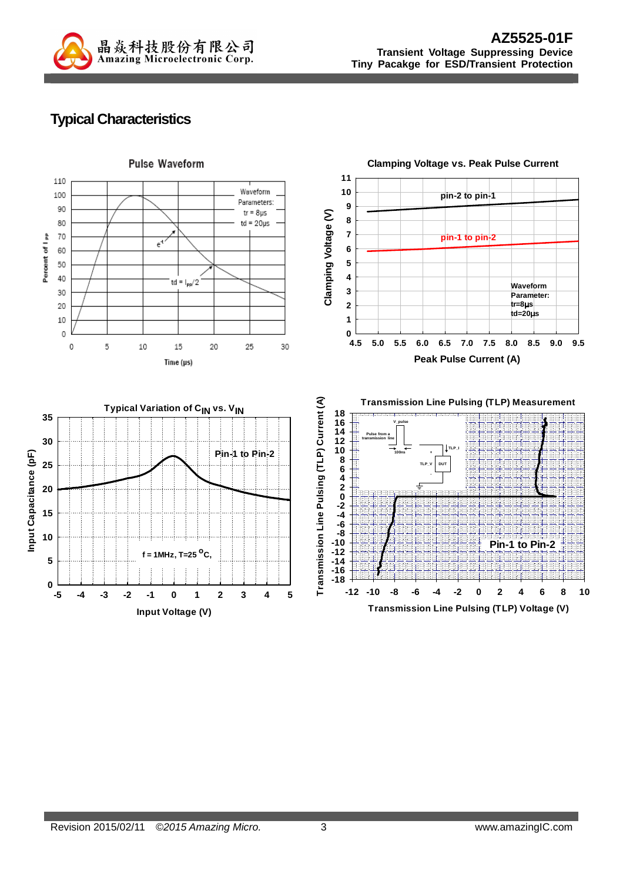## Typical Characteristics

**Pulse Waveform**

Waveform Parameters:
tr = 8μs
td = 20μs

$e^{-t}$

td = $I_{PP}/2$

Percent of $I_{PP}$

Time (μs)

**Clamping Voltage vs. Peak Pulse Current**

pin-2 to pin-1

pin-1 to pin-2

Waveform Parameter:
tr=8μs
td=20μs

Clamping Voltage (V)

Peak Pulse Current (A)

**Typical Variation of $C_{IN}$ vs. $V_{IN}$**

Pin-1 to Pin-2

f = 1MHz, T=25 °C,

Input Capacitance (pF)

Input Voltage (V)

**Transmission Line Pulsing (TLP) Measurement**

V_pulse

Pulse from a transmission line

100ns

TLP_I

TLP_V

DUT

Pin-1 to Pin-2

Transmission Line Pulsing (TLP) Current (A)

Transmission Line Pulsing (TLP) Voltage (V)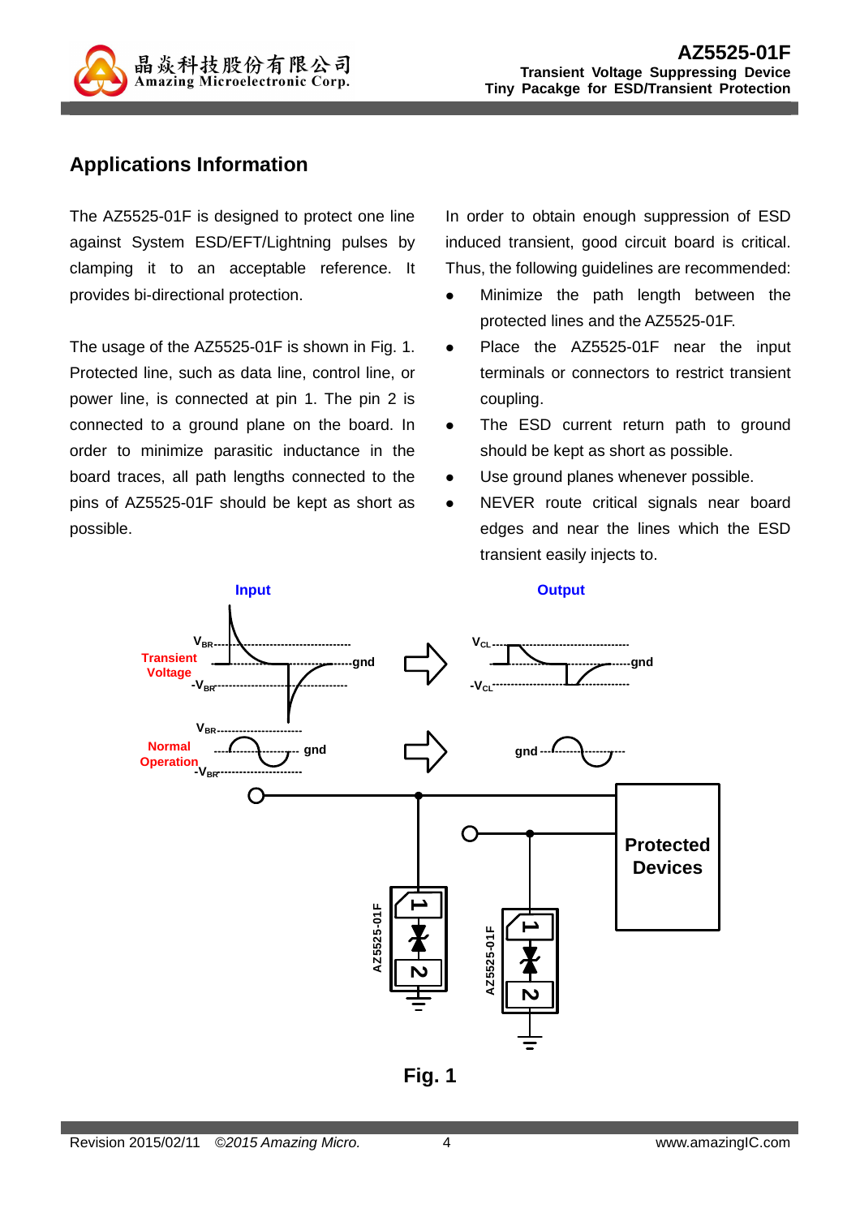## Applications Information

The AZ5525-01F is designed to protect one line against System ESD/EFT/Lightning pulses by clamping it to an acceptable reference. It provides bi-directional protection.

The usage of the AZ5525-01F is shown in Fig. 1. Protected line, such as data line, control line, or power line, is connected at pin 1. The pin 2 is connected to a ground plane on the board. In order to minimize parasitic inductance in the board traces, all path lengths connected to the pins of AZ5525-01F should be kept as short as possible.

In order to obtain enough suppression of ESD induced transient, good circuit board is critical. Thus, the following guidelines are recommended:

- Minimize the path length between the protected lines and the AZ5525-01F.
- Place the AZ5525-01F near the input terminals or connectors to restrict transient coupling.
- The ESD current return path to ground should be kept as short as possible.
- Use ground planes whenever possible.
- NEVER route critical signals near board edges and near the lines which the ESD transient easily injects to.

Input

Output

Transient Voltage

$V_{BR}$

gnd

$-V_{BR}$

$V_{CL}$

gnd

$-V_{CL}$

Normal Operation

$V_{BR}$

gnd

$-V_{BR}$

gnd

AZ5525-01F

AZ5525-01F

1

2

Protected Devices

Fig. 1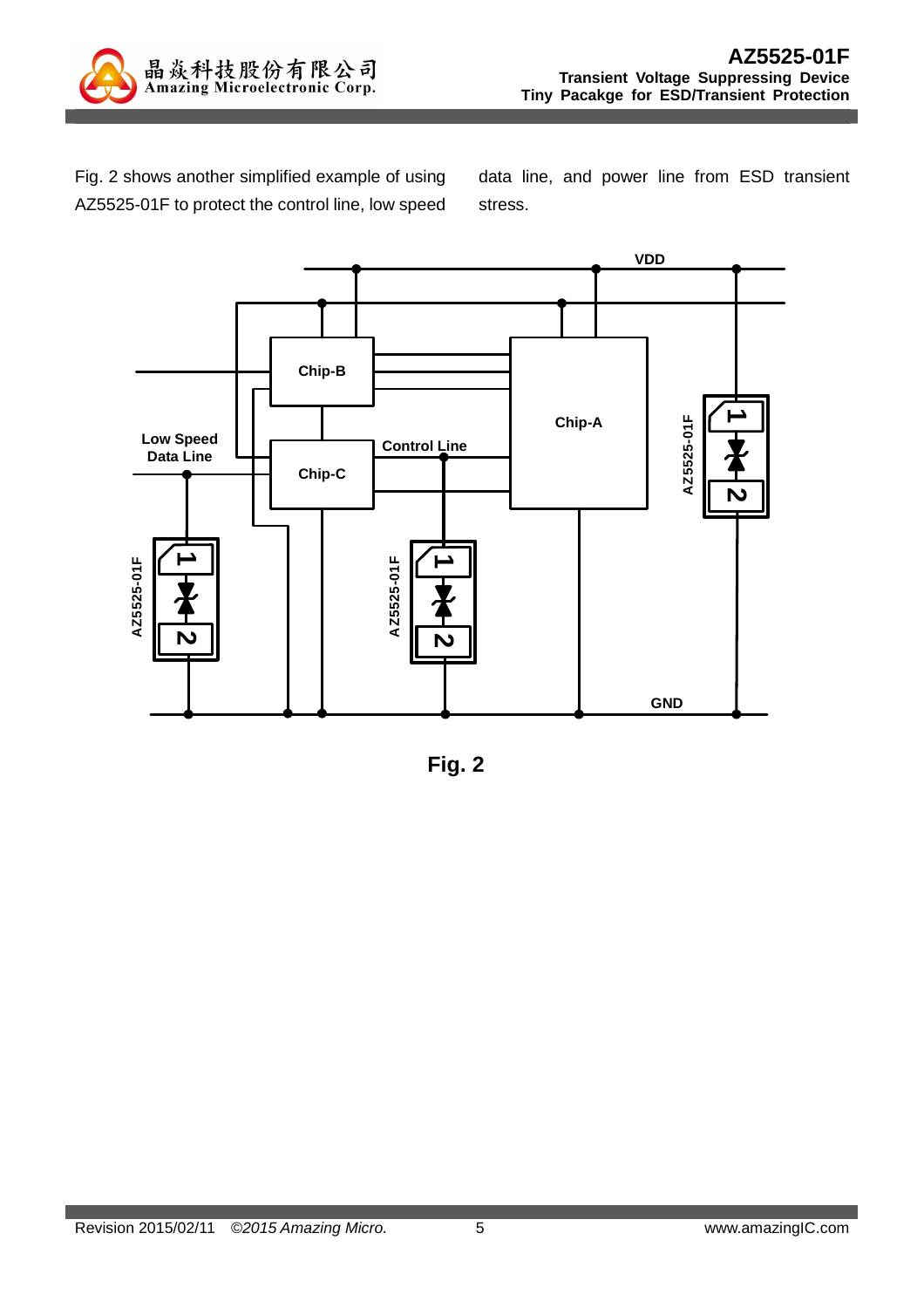Fig. 2 shows another simplified example of using AZ5525-01F to protect the control line, low speed data line, and power line from ESD transient stress.

**Fig. 2**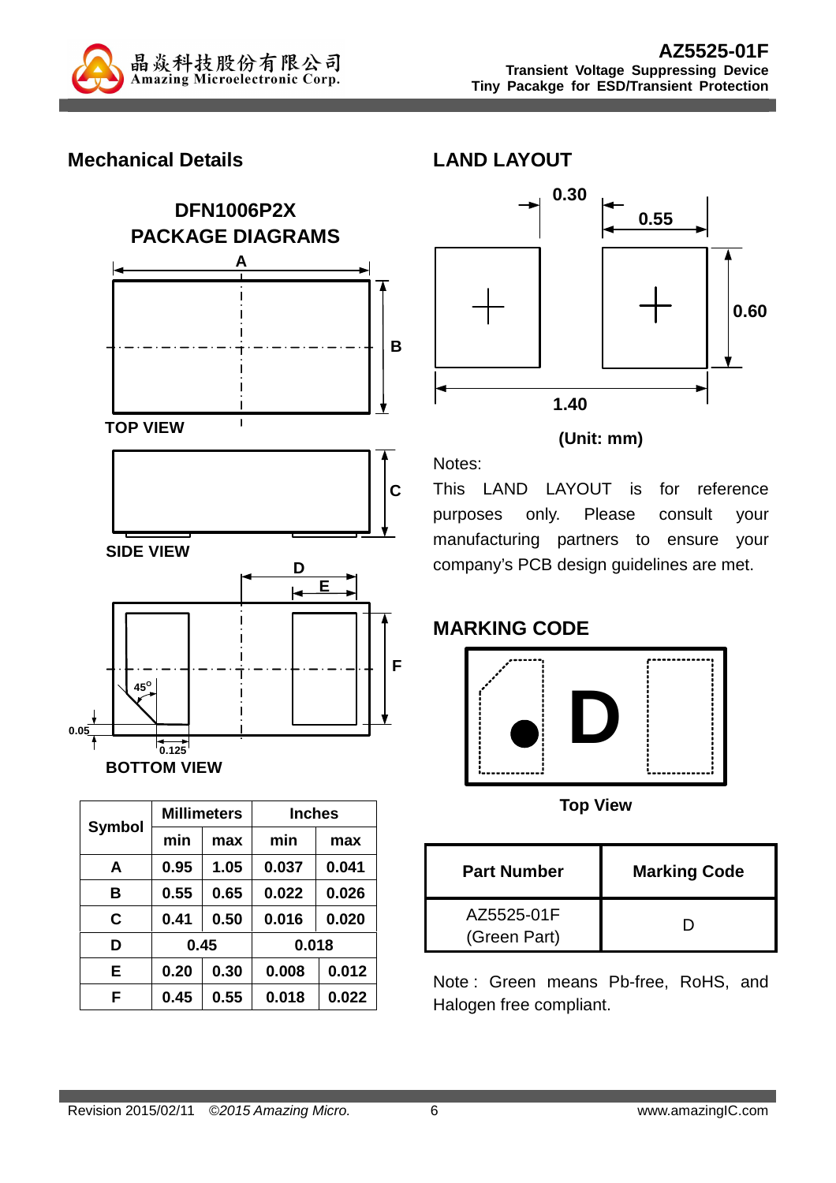## Mechanical Details

### DFN1006P2X PACKAGE DIAGRAMS

A
B
TOP VIEW
C
SIDE VIEW
D
E
F
45°
0.05
0.125
BOTTOM VIEW

| Symbol | Millimeters | | Inches | |
|---|---|---|---|---|
| | min | max | min | max |
| A | 0.95 | 1.05 | 0.037 | 0.041 |
| B | 0.55 | 0.65 | 0.022 | 0.026 |
| C | 0.41 | 0.50 | 0.016 | 0.020 |
| D | 0.45 | | 0.018 | |
| E | 0.20 | 0.30 | 0.008 | 0.012 |
| F | 0.45 | 0.55 | 0.018 | 0.022 |

## LAND LAYOUT

0.30
0.55
0.60
1.40

**(Unit: mm)**

Notes:

This LAND LAYOUT is for reference purposes only. Please consult your manufacturing partners to ensure your company's PCB design guidelines are met.

## MARKING CODE

D

**Top View**

| Part Number | Marking Code |
|---|---|
| AZ5525-01F (Green Part) | D |

Note : Green means Pb-free, RoHS, and Halogen free compliant.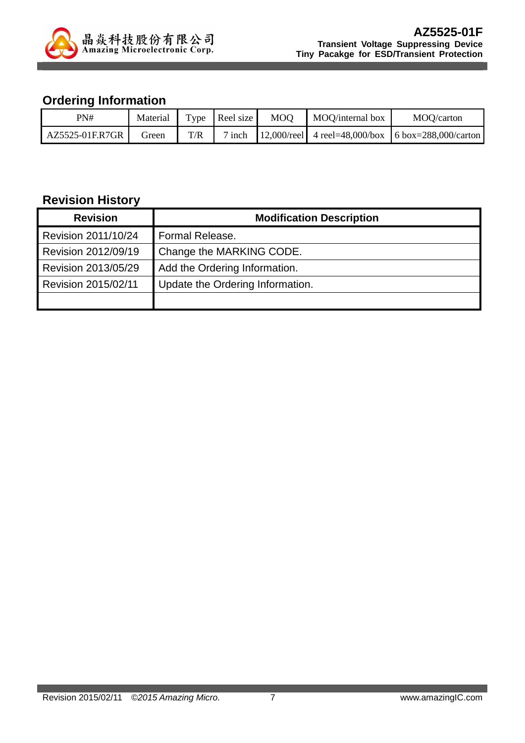## Ordering Information

| PN# | Material | Type | Reel size | MOQ | MOQ/internal box | MOQ/carton |
|---|---|---|---|---|---|---|
| AZ5525-01F.R7GR | Green | T/R | 7 inch | 12,000/reel | 4 reel=48,000/box | 6 box=288,000/carton |

## Revision History

| Revision | Modification Description |
|---|---|
| Revision 2011/10/24 | Formal Release. |
| Revision 2012/09/19 | Change the MARKING CODE. |
| Revision 2013/05/29 | Add the Ordering Information. |
| Revision 2015/02/11 | Update the Ordering Information. |
| | |